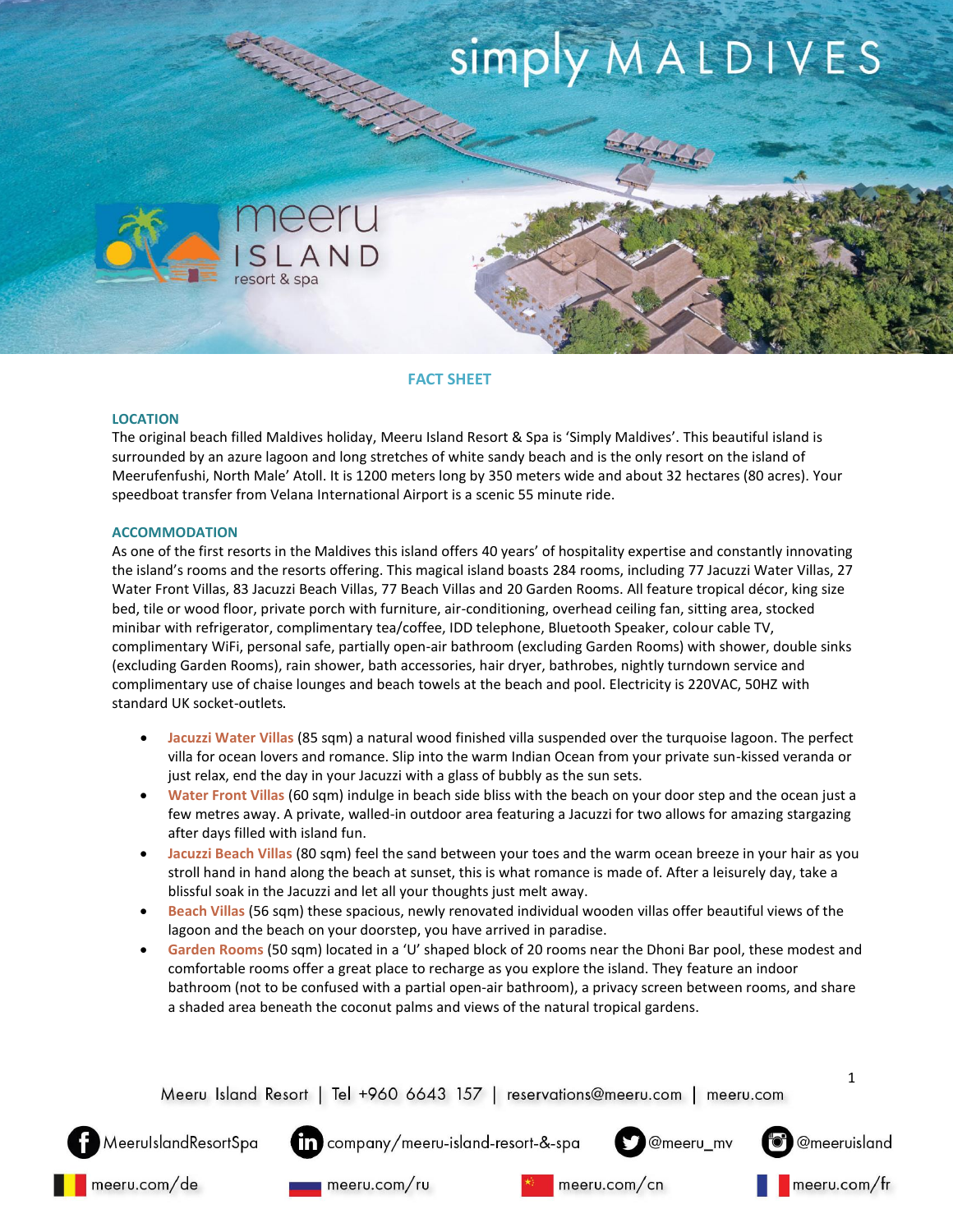simply MALDIVES

meeru ISLAND resort & spa

# FACT SHEET

## LOCATION

The original beach filled Maldives holiday, Meeru Island Resort & Spa is 'Simply Maldives'. This beautiful island is surrounded by an azure lagoon and long stretches of white sandy beach and is the only resort on the island of Meerufenfushi, North Male' Atoll. It is 1200 meters long by 350 meters wide and about 32 hectares (80 acres). Your speedboat transfer from Velana International Airport is a scenic 55 minute ride.

## ACCOMMODATION

As one of the first resorts in the Maldives this island offers 40 years' of hospitality expertise and constantly innovating the island's rooms and the resorts offering. This magical island boasts 284 rooms, including 77 Jacuzzi Water Villas, 27 Water Front Villas, 83 Jacuzzi Beach Villas, 77 Beach Villas and 20 Garden Rooms. All feature tropical décor, king size bed, tile or wood floor, private porch with furniture, air-conditioning, overhead ceiling fan, sitting area, stocked minibar with refrigerator, complimentary tea/coffee, IDD telephone, Bluetooth Speaker, colour cable TV, complimentary WiFi, personal safe, partially open-air bathroom (excluding Garden Rooms) with shower, double sinks (excluding Garden Rooms), rain shower, bath accessories, hair dryer, bathrobes, nightly turndown service and complimentary use of chaise lounges and beach towels at the beach and pool. Electricity is 220VAC, 50HZ with standard UK socket-outlets.

- **Jacuzzi Water Villas** (85 sqm) a natural wood finished villa suspended over the turquoise lagoon. The perfect villa for ocean lovers and romance. Slip into the warm Indian Ocean from your private sun-kissed veranda or just relax, end the day in your Jacuzzi with a glass of bubbly as the sun sets.
- **Water Front Villas** (60 sqm) indulge in beach side bliss with the beach on your door step and the ocean just a few metres away. A private, walled-in outdoor area featuring a Jacuzzi for two allows for amazing stargazing after days filled with island fun.
- **Jacuzzi Beach Villas** (80 sqm) feel the sand between your toes and the warm ocean breeze in your hair as you stroll hand in hand along the beach at sunset, this is what romance is made of. After a leisurely day, take a blissful soak in the Jacuzzi and let all your thoughts just melt away.
- **Beach Villas** (56 sqm) these spacious, newly renovated individual wooden villas offer beautiful views of the lagoon and the beach on your doorstep, you have arrived in paradise.
- **Garden Rooms** (50 sqm) located in a 'U' shaped block of 20 rooms near the Dhoni Bar pool, these modest and comfortable rooms offer a great place to recharge as you explore the island. They feature an indoor bathroom (not to be confused with a partial open-air bathroom), a privacy screen between rooms, and share a shaded area beneath the coconut palms and views of the natural tropical gardens.

Meeru Island Resort | Tel +960 6643 157 | reservations@meeru.com | meeru.com

MeeruIslandResortSpa | company/meeru-island-resort-&-spa | @meeru_mv | @meeruisland

meeru.com/de | meeru.com/ru | meeru.com/cn | meeru.com/fr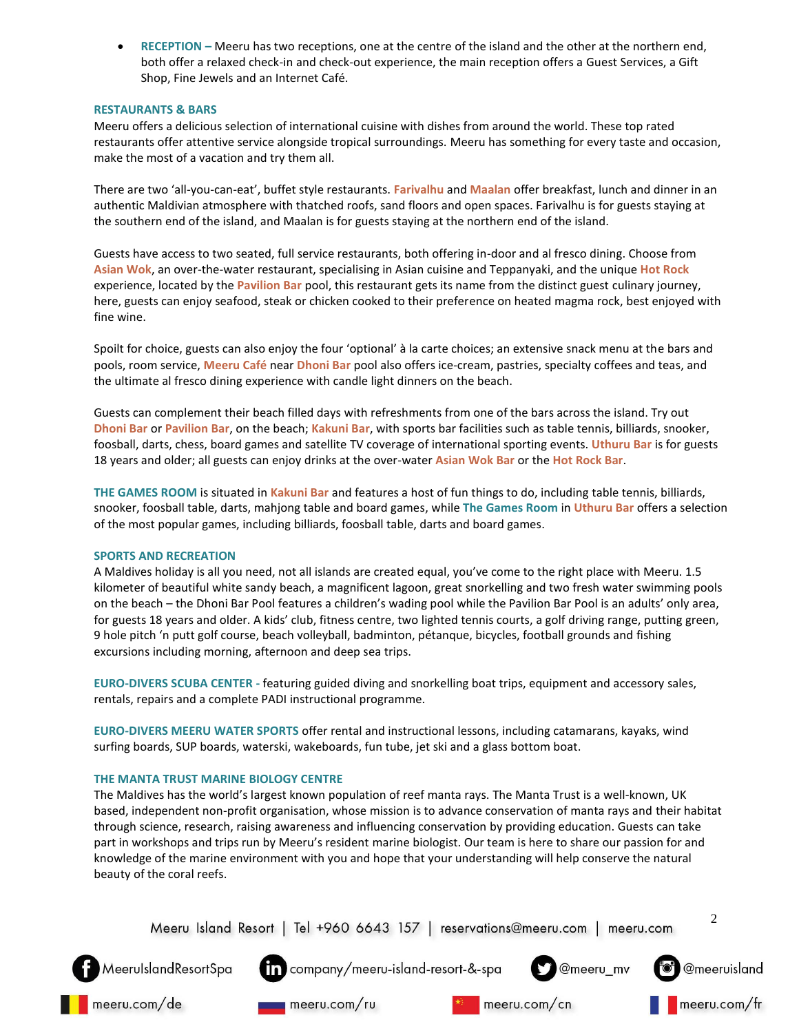- **RECEPTION –** Meeru has two receptions, one at the centre of the island and the other at the northern end, both offer a relaxed check-in and check-out experience, the main reception offers a Guest Services, a Gift Shop, Fine Jewels and an Internet Café.

## RESTAURANTS & BARS

Meeru offers a delicious selection of international cuisine with dishes from around the world. These top rated restaurants offer attentive service alongside tropical surroundings. Meeru has something for every taste and occasion, make the most of a vacation and try them all.

There are two 'all-you-can-eat', buffet style restaurants. **Farivalhu** and **Maalan** offer breakfast, lunch and dinner in an authentic Maldivian atmosphere with thatched roofs, sand floors and open spaces. Farivalhu is for guests staying at the southern end of the island, and Maalan is for guests staying at the northern end of the island.

Guests have access to two seated, full service restaurants, both offering in-door and al fresco dining. Choose from **Asian Wok**, an over-the-water restaurant, specialising in Asian cuisine and Teppanyaki, and the unique **Hot Rock** experience, located by the **Pavilion Bar** pool, this restaurant gets its name from the distinct guest culinary journey, here, guests can enjoy seafood, steak or chicken cooked to their preference on heated magma rock, best enjoyed with fine wine.

Spoilt for choice, guests can also enjoy the four 'optional' à la carte choices; an extensive snack menu at the bars and pools, room service, **Meeru Café** near **Dhoni Bar** pool also offers ice-cream, pastries, specialty coffees and teas, and the ultimate al fresco dining experience with candle light dinners on the beach.

Guests can complement their beach filled days with refreshments from one of the bars across the island. Try out **Dhoni Bar** or **Pavilion Bar**, on the beach; **Kakuni Bar**, with sports bar facilities such as table tennis, billiards, snooker, foosball, darts, chess, board games and satellite TV coverage of international sporting events. **Uthuru Bar** is for guests 18 years and older; all guests can enjoy drinks at the over-water **Asian Wok Bar** or the **Hot Rock Bar**.

**THE GAMES ROOM** is situated in **Kakuni Bar** and features a host of fun things to do, including table tennis, billiards, snooker, foosball table, darts, mahjong table and board games, while **The Games Room** in **Uthuru Bar** offers a selection of the most popular games, including billiards, foosball table, darts and board games.

## SPORTS AND RECREATION

A Maldives holiday is all you need, not all islands are created equal, you've come to the right place with Meeru. 1.5 kilometer of beautiful white sandy beach, a magnificent lagoon, great snorkelling and two fresh water swimming pools on the beach – the Dhoni Bar Pool features a children's wading pool while the Pavilion Bar Pool is an adults' only area, for guests 18 years and older. A kids' club, fitness centre, two lighted tennis courts, a golf driving range, putting green, 9 hole pitch 'n putt golf course, beach volleyball, badminton, pétanque, bicycles, football grounds and fishing excursions including morning, afternoon and deep sea trips.

**EURO-DIVERS SCUBA CENTER -** featuring guided diving and snorkelling boat trips, equipment and accessory sales, rentals, repairs and a complete PADI instructional programme.

**EURO-DIVERS MEERU WATER SPORTS** offer rental and instructional lessons, including catamarans, kayaks, wind surfing boards, SUP boards, waterski, wakeboards, fun tube, jet ski and a glass bottom boat.

## THE MANTA TRUST MARINE BIOLOGY CENTRE

The Maldives has the world's largest known population of reef manta rays. The Manta Trust is a well-known, UK based, independent non-profit organisation, whose mission is to advance conservation of manta rays and their habitat through science, research, raising awareness and influencing conservation by providing education. Guests can take part in workshops and trips run by Meeru's resident marine biologist. Our team is here to share our passion for and knowledge of the marine environment with you and hope that your understanding will help conserve the natural beauty of the coral reefs.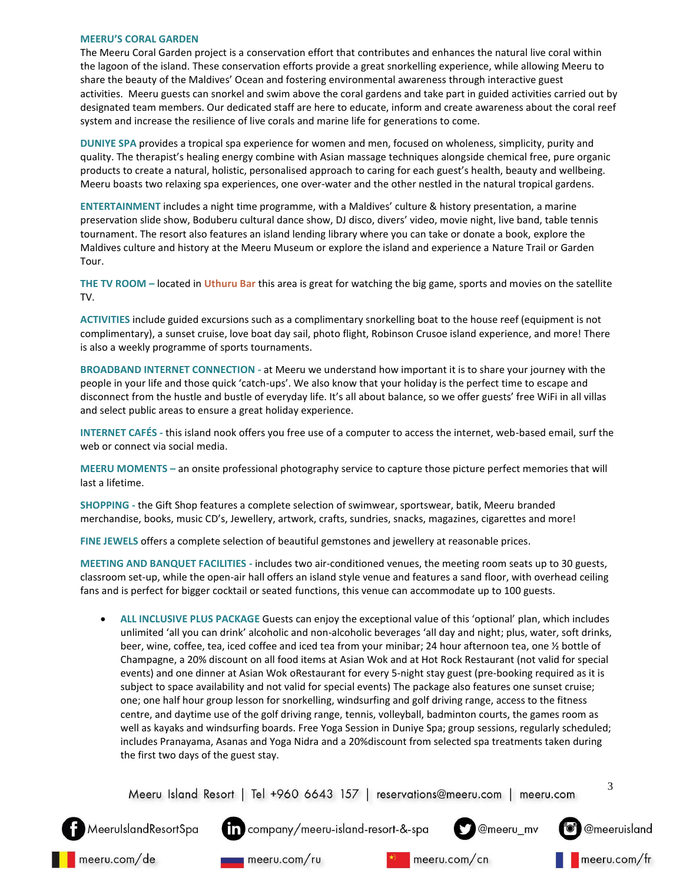**MEERU'S CORAL GARDEN**

The Meeru Coral Garden project is a conservation effort that contributes and enhances the natural live coral within the lagoon of the island. These conservation efforts provide a great snorkelling experience, while allowing Meeru to share the beauty of the Maldives' Ocean and fostering environmental awareness through interactive guest activities. Meeru guests can snorkel and swim above the coral gardens and take part in guided activities carried out by designated team members. Our dedicated staff are here to educate, inform and create awareness about the coral reef system and increase the resilience of live corals and marine life for generations to come.

**DUNIYE SPA** provides a tropical spa experience for women and men, focused on wholeness, simplicity, purity and quality. The therapist's healing energy combine with Asian massage techniques alongside chemical free, pure organic products to create a natural, holistic, personalised approach to caring for each guest's health, beauty and wellbeing. Meeru boasts two relaxing spa experiences, one over-water and the other nestled in the natural tropical gardens.

**ENTERTAINMENT** includes a night time programme, with a Maldives' culture & history presentation, a marine preservation slide show, Boduberu cultural dance show, DJ disco, divers' video, movie night, live band, table tennis tournament. The resort also features an island lending library where you can take or donate a book, explore the Maldives culture and history at the Meeru Museum or explore the island and experience a Nature Trail or Garden Tour.

**THE TV ROOM –** located in **Uthuru Bar** this area is great for watching the big game, sports and movies on the satellite TV.

**ACTIVITIES** include guided excursions such as a complimentary snorkelling boat to the house reef (equipment is not complimentary), a sunset cruise, love boat day sail, photo flight, Robinson Crusoe island experience, and more! There is also a weekly programme of sports tournaments.

**BROADBAND INTERNET CONNECTION -** at Meeru we understand how important it is to share your journey with the people in your life and those quick 'catch-ups'. We also know that your holiday is the perfect time to escape and disconnect from the hustle and bustle of everyday life. It's all about balance, so we offer guests' free WiFi in all villas and select public areas to ensure a great holiday experience.

**INTERNET CAFÉS -** this island nook offers you free use of a computer to access the internet, web-based email, surf the web or connect via social media.

**MEERU MOMENTS –** an onsite professional photography service to capture those picture perfect memories that will last a lifetime.

**SHOPPING -** the Gift Shop features a complete selection of swimwear, sportswear, batik, Meeru branded merchandise, books, music CD's, Jewellery, artwork, crafts, sundries, snacks, magazines, cigarettes and more!

**FINE JEWELS** offers a complete selection of beautiful gemstones and jewellery at reasonable prices.

**MEETING AND BANQUET FACILITIES -** includes two air-conditioned venues, the meeting room seats up to 30 guests, classroom set-up, while the open-air hall offers an island style venue and features a sand floor, with overhead ceiling fans and is perfect for bigger cocktail or seated functions, this venue can accommodate up to 100 guests.

- **ALL INCLUSIVE PLUS PACKAGE** Guests can enjoy the exceptional value of this 'optional' plan, which includes unlimited 'all you can drink' alcoholic and non-alcoholic beverages 'all day and night; plus, water, soft drinks, beer, wine, coffee, tea, iced coffee and iced tea from your minibar; 24 hour afternoon tea, one ½ bottle of Champagne, a 20% discount on all food items at Asian Wok and at Hot Rock Restaurant (not valid for special events) and one dinner at Asian Wok oRestaurant for every 5-night stay guest (pre-booking required as it is subject to space availability and not valid for special events) The package also features one sunset cruise; one; one half hour group lesson for snorkelling, windsurfing and golf driving range, access to the fitness centre, and daytime use of the golf driving range, tennis, volleyball, badminton courts, the games room as well as kayaks and windsurfing boards. Free Yoga Session in Duniye Spa; group sessions, regularly scheduled; includes Pranayama, Asanas and Yoga Nidra and a 20%discount from selected spa treatments taken during the first two days of the guest stay.

Meeru Island Resort | Tel +960 6643 157 | reservations@meeru.com | meeru.com

MeeruIslandResortSpa company/meeru-island-resort-&-spa @meeru_mv @meeruisland

meeru.com/de meeru.com/ru meeru.com/cn meeru.com/fr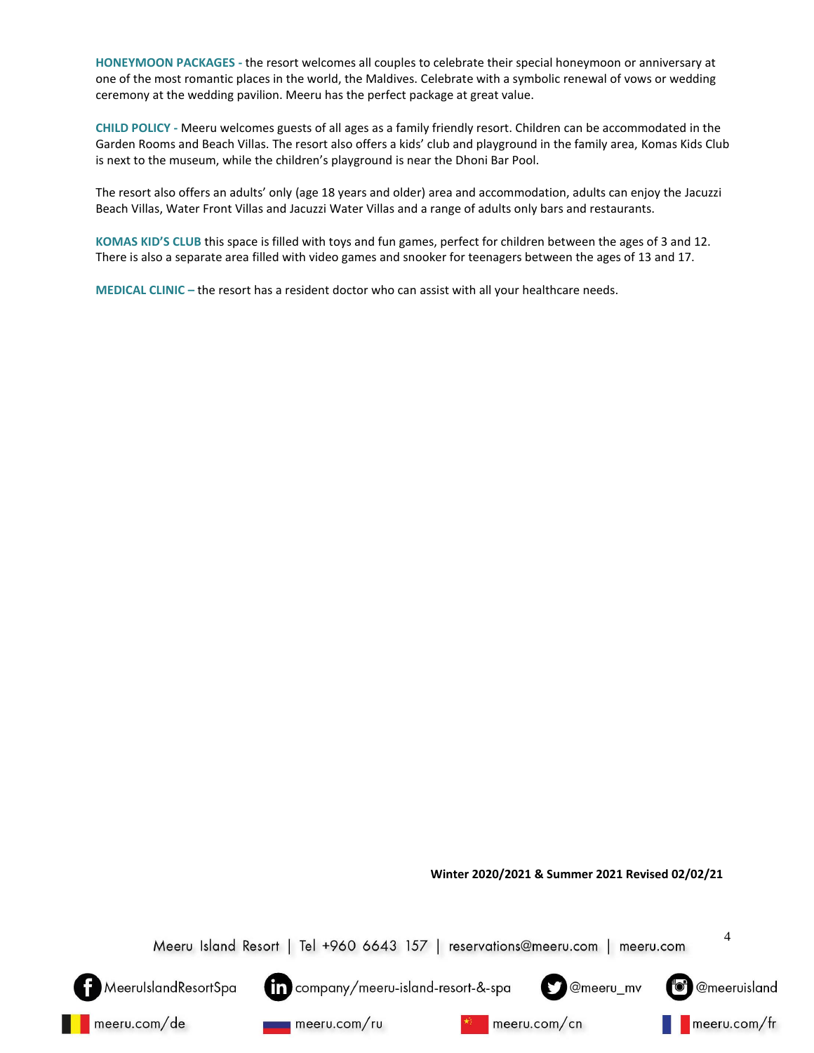**HONEYMOON PACKAGES -** the resort welcomes all couples to celebrate their special honeymoon or anniversary at one of the most romantic places in the world, the Maldives. Celebrate with a symbolic renewal of vows or wedding ceremony at the wedding pavilion. Meeru has the perfect package at great value.

**CHILD POLICY -** Meeru welcomes guests of all ages as a family friendly resort. Children can be accommodated in the Garden Rooms and Beach Villas. The resort also offers a kids' club and playground in the family area, Komas Kids Club is next to the museum, while the children's playground is near the Dhoni Bar Pool.

The resort also offers an adults' only (age 18 years and older) area and accommodation, adults can enjoy the Jacuzzi Beach Villas, Water Front Villas and Jacuzzi Water Villas and a range of adults only bars and restaurants.

**KOMAS KID'S CLUB** this space is filled with toys and fun games, perfect for children between the ages of 3 and 12. There is also a separate area filled with video games and snooker for teenagers between the ages of 13 and 17.

**MEDICAL CLINIC –** the resort has a resident doctor who can assist with all your healthcare needs.

**Winter 2020/2021 & Summer 2021 Revised 02/02/21**

Meeru Island Resort | Tel +960 6643 157 | reservations@meeru.com | meeru.com

MeeruIslandResortSpa company/meeru-island-resort-&-spa @meeru_mv @meeruisland

meeru.com/de meeru.com/ru meeru.com/cn meeru.com/fr